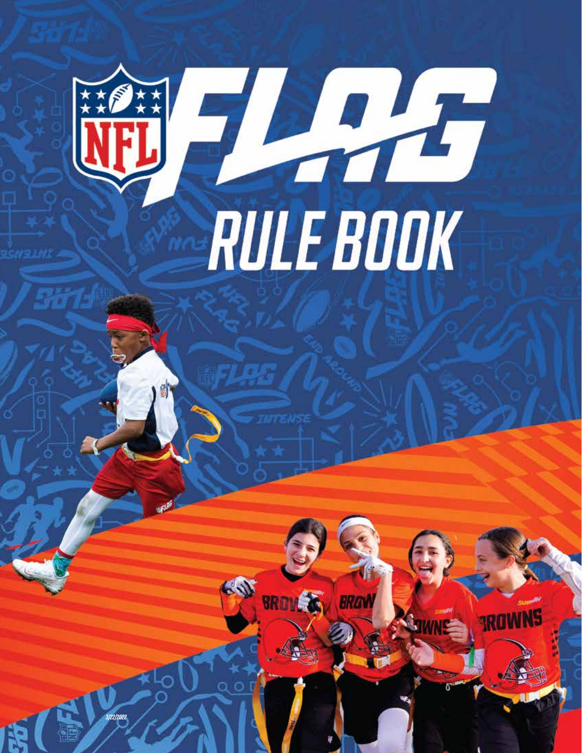# NFL FLAG

# RULE BOOK

3/22/2022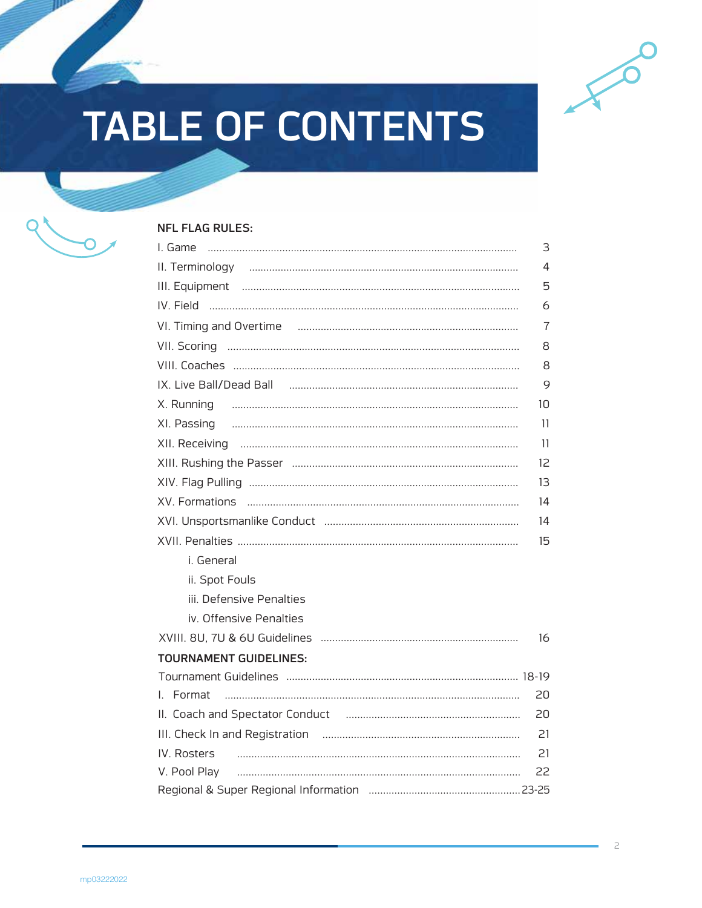# TABLE OF CONTENTS

**NFL FLAG RULES:**

| Section | Page |
|---|---|
| I. Game | 3 |
| II. Terminology | 4 |
| III. Equipment | 5 |
| IV. Field | 6 |
| VI. Timing and Overtime | 7 |
| VII. Scoring | 8 |
| VIII. Coaches | 8 |
| IX. Live Ball/Dead Ball | 9 |
| X. Running | 10 |
| XI. Passing | 11 |
| XII. Receiving | 11 |
| XIII. Rushing the Passer | 12 |
| XIV. Flag Pulling | 13 |
| XV. Formations | 14 |
| XVI. Unsportsmanlike Conduct | 14 |
| XVII. Penalties | 15 |
| i. General | |
| ii. Spot Fouls | |
| iii. Defensive Penalties | |
| iv. Offensive Penalties | |
| XVIII. 8U, 7U & 6U Guidelines | 16 |

**TOURNAMENT GUIDELINES:**

| Section | Page |
|---|---|
| Tournament Guidelines | 18-19 |
| I. Format | 20 |
| II. Coach and Spectator Conduct | 20 |
| III. Check In and Registration | 21 |
| IV. Rosters | 21 |
| V. Pool Play | 22 |
| Regional & Super Regional Information | 23-25 |

mp03222022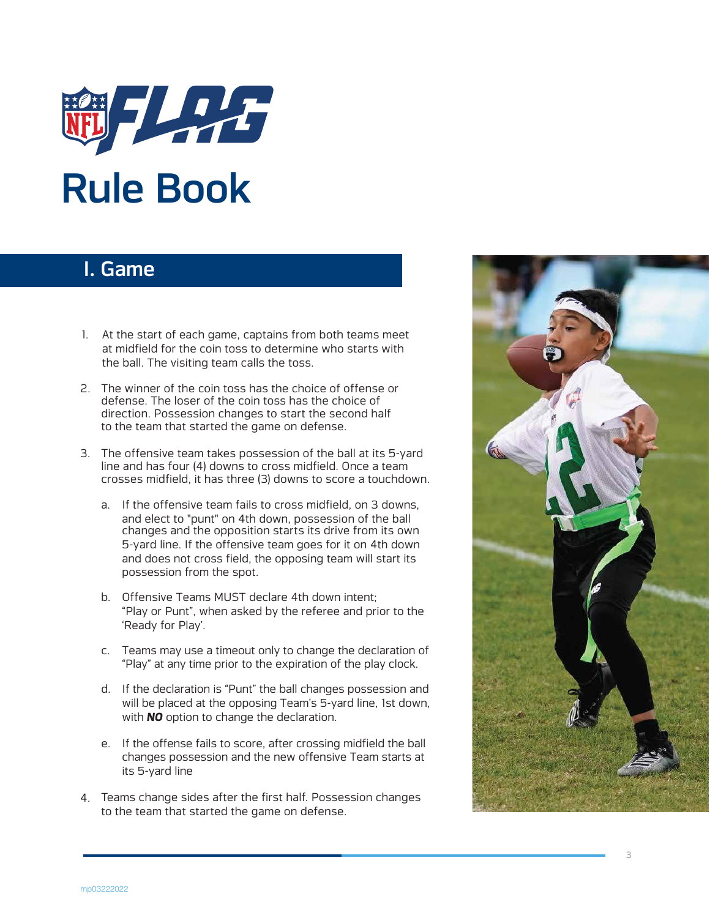# NFL FLAG Rule Book

## I. Game

1. At the start of each game, captains from both teams meet at midfield for the coin toss to determine who starts with the ball. The visiting team calls the toss.

2. The winner of the coin toss has the choice of offense or defense. The loser of the coin toss has the choice of direction. Possession changes to start the second half to the team that started the game on defense.

3. The offensive team takes possession of the ball at its 5-yard line and has four (4) downs to cross midfield. Once a team crosses midfield, it has three (3) downs to score a touchdown.

   a. If the offensive team fails to cross midfield, on 3 downs, and elect to "punt" on 4th down, possession of the ball changes and the opposition starts its drive from its own 5-yard line. If the offensive team goes for it on 4th down and does not cross field, the opposing team will start its possession from the spot.

   b. Offensive Teams MUST declare 4th down intent; “Play or Punt”, when asked by the referee and prior to the ‘Ready for Play’.

   c. Teams may use a timeout only to change the declaration of “Play” at any time prior to the expiration of the play clock.

   d. If the declaration is “Punt” the ball changes possession and will be placed at the opposing Team’s 5-yard line, 1st down, with ***NO*** option to change the declaration.

   e. If the offense fails to score, after crossing midfield the ball changes possession and the new offensive Team starts at its 5-yard line

4. Teams change sides after the first half. Possession changes to the team that started the game on defense.

mp03222022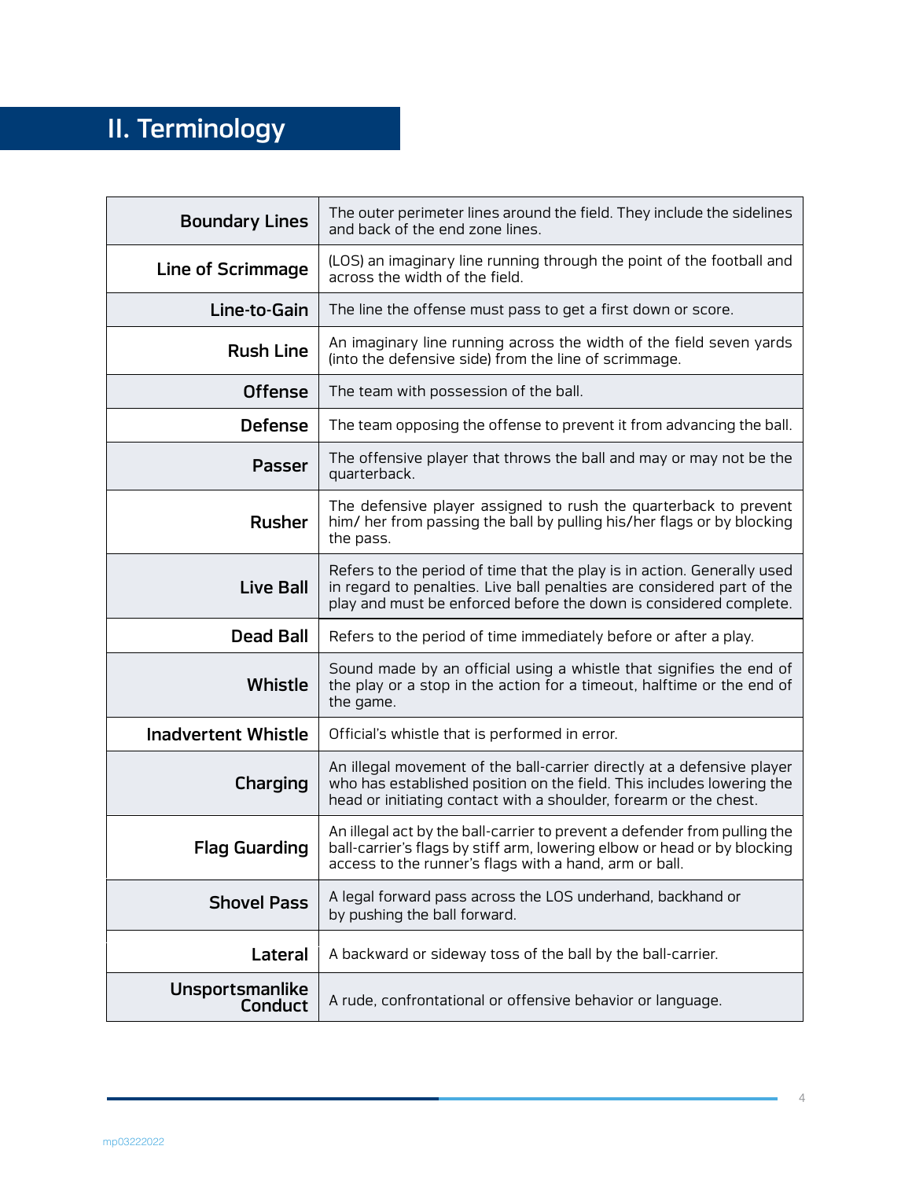# II. Terminology

| Term | Definition |
|---|---|
| **Boundary Lines** | The outer perimeter lines around the field. They include the sidelines and back of the end zone lines. |
| **Line of Scrimmage** | (LOS) an imaginary line running through the point of the football and across the width of the field. |
| **Line-to-Gain** | The line the offense must pass to get a first down or score. |
| **Rush Line** | An imaginary line running across the width of the field seven yards (into the defensive side) from the line of scrimmage. |
| **Offense** | The team with possession of the ball. |
| **Defense** | The team opposing the offense to prevent it from advancing the ball. |
| **Passer** | The offensive player that throws the ball and may or may not be the quarterback. |
| **Rusher** | The defensive player assigned to rush the quarterback to prevent him/ her from passing the ball by pulling his/her flags or by blocking the pass. |
| **Live Ball** | Refers to the period of time that the play is in action. Generally used in regard to penalties. Live ball penalties are considered part of the play and must be enforced before the down is considered complete. |
| **Dead Ball** | Refers to the period of time immediately before or after a play. |
| **Whistle** | Sound made by an official using a whistle that signifies the end of the play or a stop in the action for a timeout, halftime or the end of the game. |
| **Inadvertent Whistle** | Official's whistle that is performed in error. |
| **Charging** | An illegal movement of the ball-carrier directly at a defensive player who has established position on the field. This includes lowering the head or initiating contact with a shoulder, forearm or the chest. |
| **Flag Guarding** | An illegal act by the ball-carrier to prevent a defender from pulling the ball-carrier's flags by stiff arm, lowering elbow or head or by blocking access to the runner's flags with a hand, arm or ball. |
| **Shovel Pass** | A legal forward pass across the LOS underhand, backhand or by pushing the ball forward. |
| **Lateral** | A backward or sideway toss of the ball by the ball-carrier. |
| **Unsportsmanlike Conduct** | A rude, confrontational or offensive behavior or language. |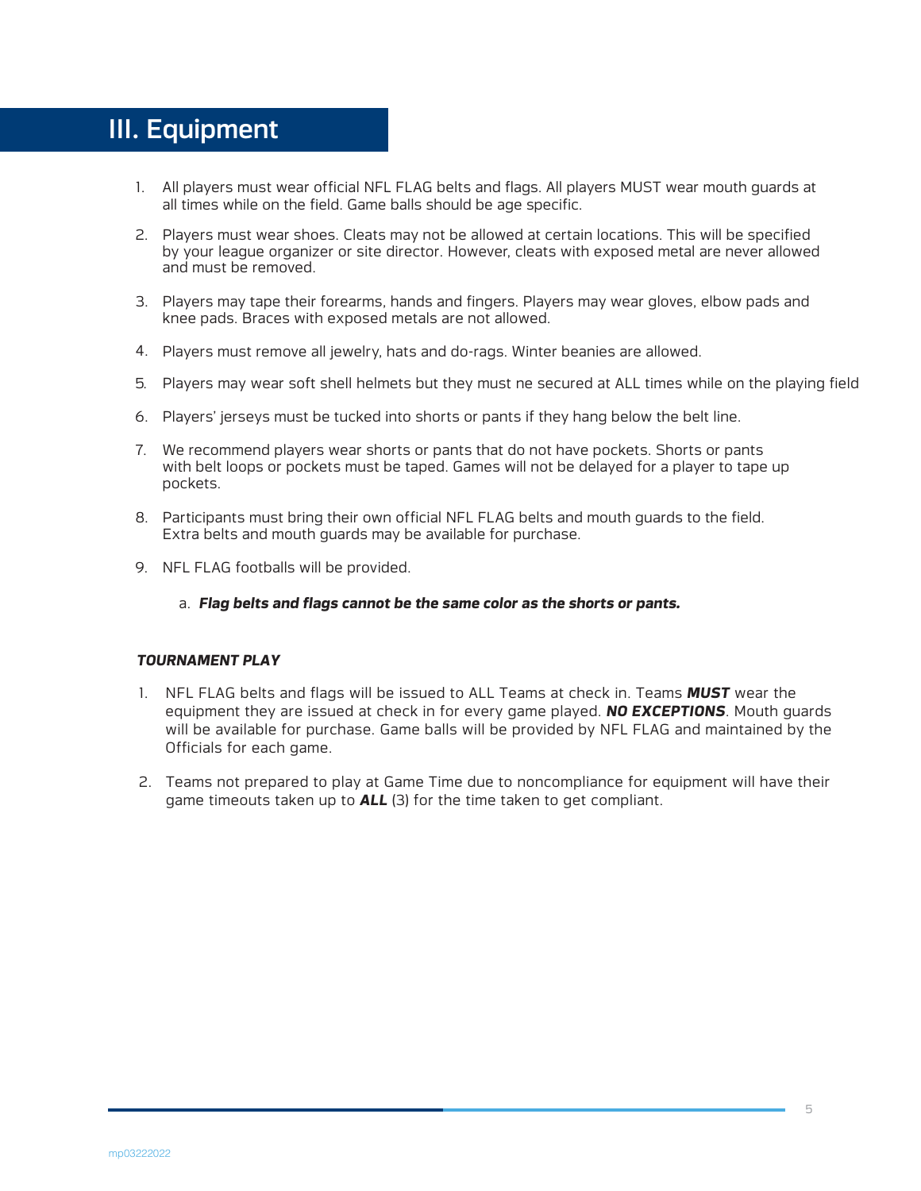# III. Equipment

1. All players must wear official NFL FLAG belts and flags. All players MUST wear mouth guards at all times while on the field. Game balls should be age specific.

2. Players must wear shoes. Cleats may not be allowed at certain locations. This will be specified by your league organizer or site director. However, cleats with exposed metal are never allowed and must be removed.

3. Players may tape their forearms, hands and fingers. Players may wear gloves, elbow pads and knee pads. Braces with exposed metals are not allowed.

4. Players must remove all jewelry, hats and do-rags. Winter beanies are allowed.

5. Players may wear soft shell helmets but they must ne secured at ALL times while on the playing field

6. Players' jerseys must be tucked into shorts or pants if they hang below the belt line.

7. We recommend players wear shorts or pants that do not have pockets. Shorts or pants with belt loops or pockets must be taped. Games will not be delayed for a player to tape up pockets.

8. Participants must bring their own official NFL FLAG belts and mouth guards to the field. Extra belts and mouth guards may be available for purchase.

9. NFL FLAG footballs will be provided.

   a. ***Flag belts and flags cannot be the same color as the shorts or pants.***

***TOURNAMENT PLAY***

1. NFL FLAG belts and flags will be issued to ALL Teams at check in. Teams ***MUST*** wear the equipment they are issued at check in for every game played. ***NO EXCEPTIONS***. Mouth guards will be available for purchase. Game balls will be provided by NFL FLAG and maintained by the Officials for each game.

2. Teams not prepared to play at Game Time due to noncompliance for equipment will have their game timeouts taken up to ***ALL*** (3) for the time taken to get compliant.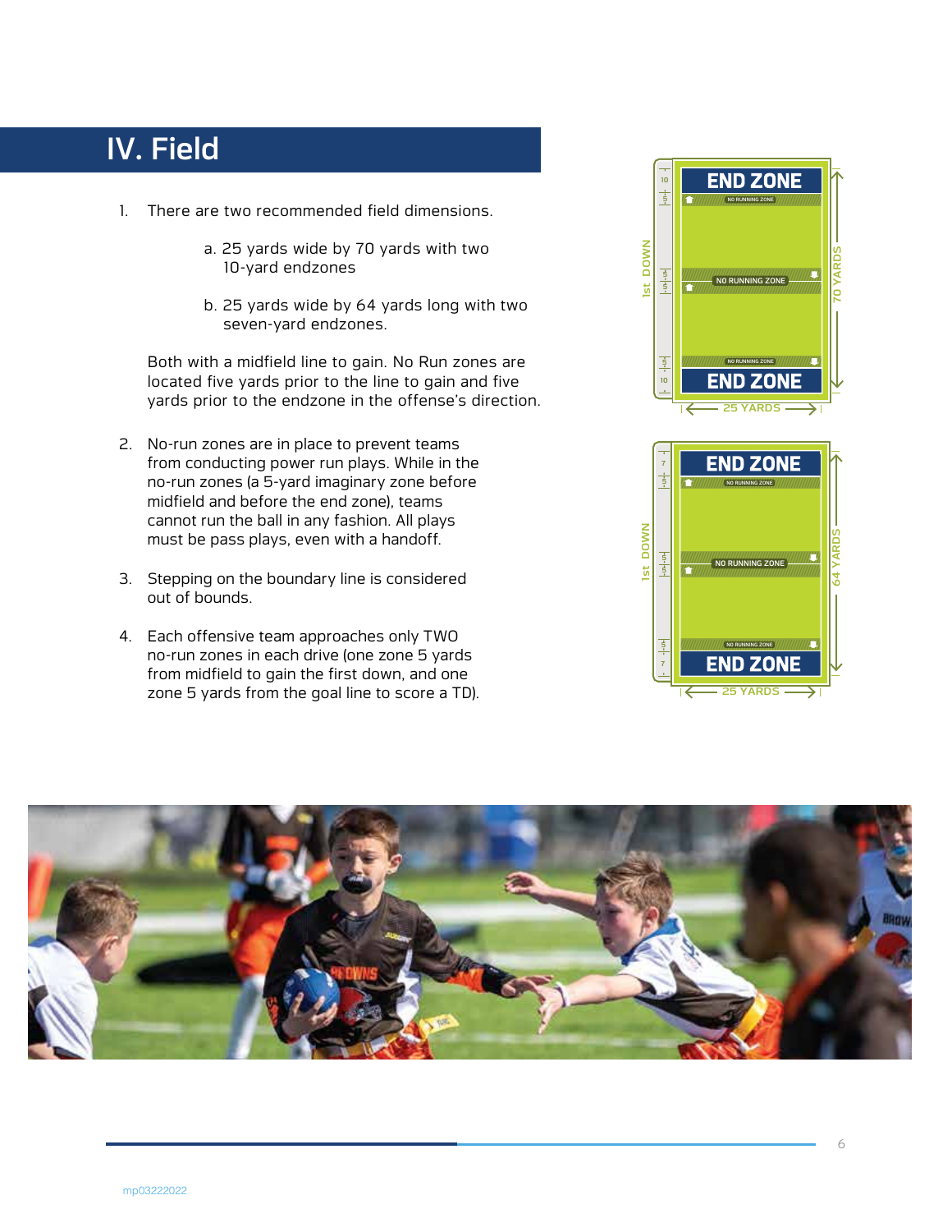# IV. Field

1. There are two recommended field dimensions.

   a. 25 yards wide by 70 yards with two 10-yard endzones

   b. 25 yards wide by 64 yards long with two seven-yard endzones.

   Both with a midfield line to gain. No Run zones are located five yards prior to the line to gain and five yards prior to the endzone in the offense's direction.

2. No-run zones are in place to prevent teams from conducting power run plays. While in the no-run zones (a 5-yard imaginary zone before midfield and before the end zone), teams cannot run the ball in any fashion. All plays must be pass plays, even with a handoff.

3. Stepping on the boundary line is considered out of bounds.

4. Each offensive team approaches only TWO no-run zones in each drive (one zone 5 yards from midfield to gain the first down, and one zone 5 yards from the goal line to score a TD).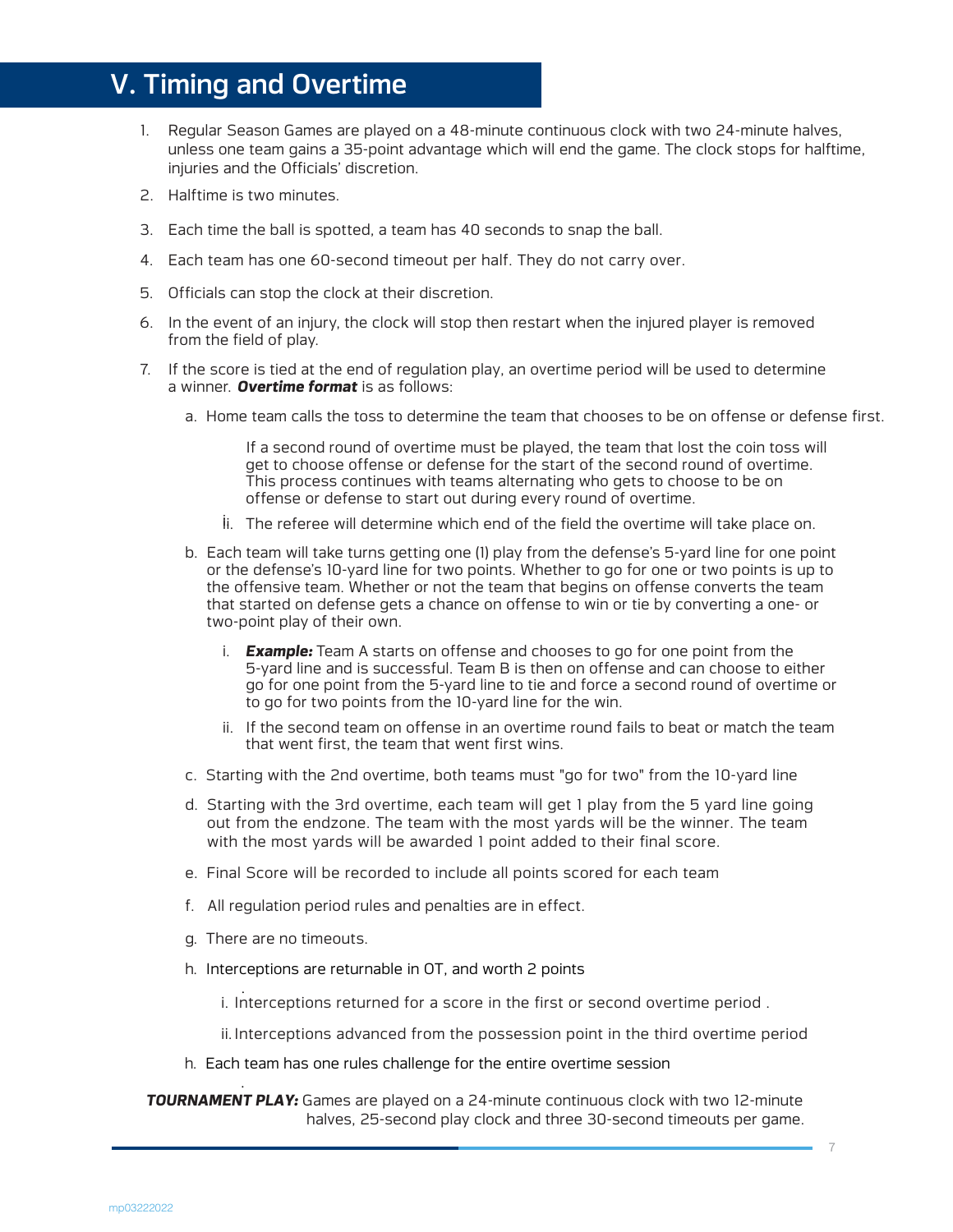# V. Timing and Overtime

1. Regular Season Games are played on a 48-minute continuous clock with two 24-minute halves, unless one team gains a 35-point advantage which will end the game. The clock stops for halftime, injuries and the Officials' discretion.

2. Halftime is two minutes.

3. Each time the ball is spotted, a team has 40 seconds to snap the ball.

4. Each team has one 60-second timeout per half. They do not carry over.

5. Officials can stop the clock at their discretion.

6. In the event of an injury, the clock will stop then restart when the injured player is removed from the field of play.

7. If the score is tied at the end of regulation play, an overtime period will be used to determine a winner. ***Overtime format*** is as follows:

   a. Home team calls the toss to determine the team that chooses to be on offense or defense first.

      If a second round of overtime must be played, the team that lost the coin toss will get to choose offense or defense for the start of the second round of overtime. This process continues with teams alternating who gets to choose to be on offense or defense to start out during every round of overtime.

      ii. The referee will determine which end of the field the overtime will take place on.

   b. Each team will take turns getting one (1) play from the defense's 5-yard line for one point or the defense's 10-yard line for two points. Whether to go for one or two points is up to the offensive team. Whether or not the team that begins on offense converts the team that started on defense gets a chance on offense to win or tie by converting a one- or two-point play of their own.

      i. ***Example:*** Team A starts on offense and chooses to go for one point from the 5-yard line and is successful. Team B is then on offense and can choose to either go for one point from the 5-yard line to tie and force a second round of overtime or to go for two points from the 10-yard line for the win.

      ii. If the second team on offense in an overtime round fails to beat or match the team that went first, the team that went first wins.

   c. Starting with the 2nd overtime, both teams must "go for two" from the 10-yard line

   d. Starting with the 3rd overtime, each team will get 1 play from the 5 yard line going out from the endzone. The team with the most yards will be the winner. The team with the most yards will be awarded 1 point added to their final score.

   e. Final Score will be recorded to include all points scored for each team

   f. All regulation period rules and penalties are in effect.

   g. There are no timeouts.

   h. Interceptions are returnable in OT, and worth 2 points

      i. Interceptions returned for a score in the first or second overtime period .

      ii. Interceptions advanced from the possession point in the third overtime period

   h. Each team has one rules challenge for the entire overtime session

***TOURNAMENT PLAY:*** Games are played on a 24-minute continuous clock with two 12-minute halves, 25-second play clock and three 30-second timeouts per game.

mp03222022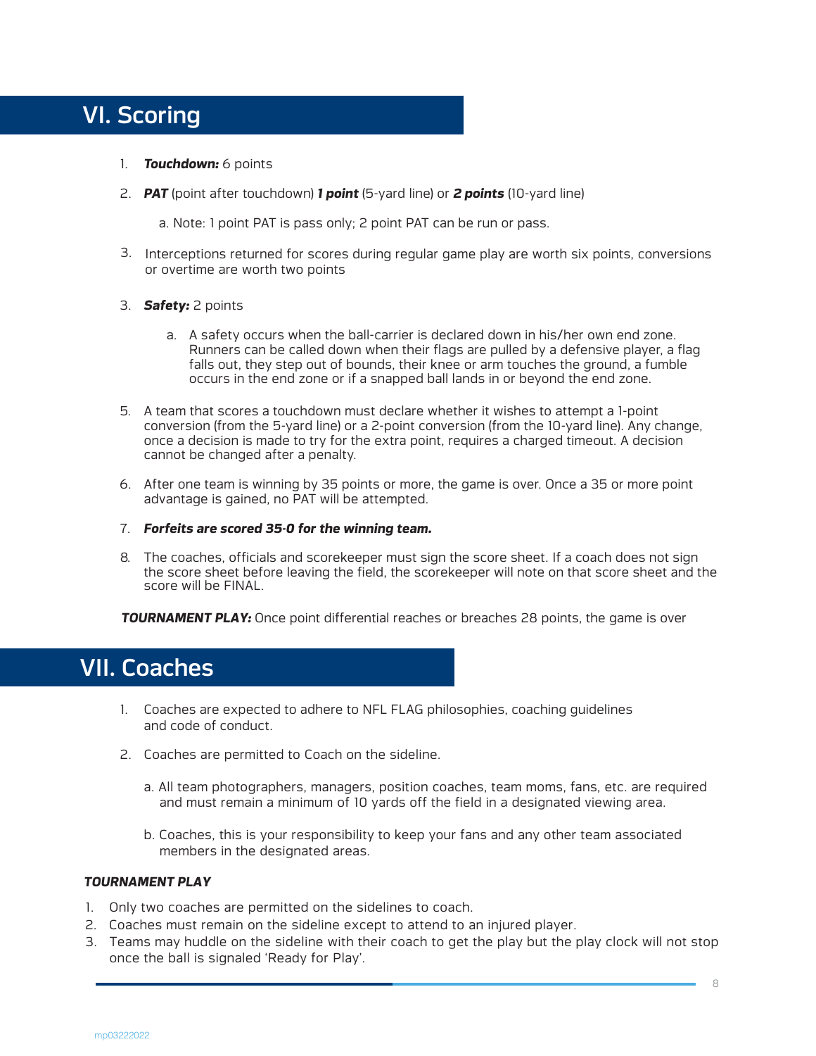## VI. Scoring

1. ***Touchdown:*** 6 points
2. ***PAT*** (point after touchdown) ***1 point*** (5-yard line) or ***2 points*** (10-yard line)

   a. Note: 1 point PAT is pass only; 2 point PAT can be run or pass.

3. Interceptions returned for scores during regular game play are worth six points, conversions or overtime are worth two points

3. ***Safety:*** 2 points

   a. A safety occurs when the ball-carrier is declared down in his/her own end zone. Runners can be called down when their flags are pulled by a defensive player, a flag falls out, they step out of bounds, their knee or arm touches the ground, a fumble occurs in the end zone or if a snapped ball lands in or beyond the end zone.

5. A team that scores a touchdown must declare whether it wishes to attempt a 1-point conversion (from the 5-yard line) or a 2-point conversion (from the 10-yard line). Any change, once a decision is made to try for the extra point, requires a charged timeout. A decision cannot be changed after a penalty.
6. After one team is winning by 35 points or more, the game is over. Once a 35 or more point advantage is gained, no PAT will be attempted.
7. ***Forfeits are scored 35-0 for the winning team.***
8. The coaches, officials and scorekeeper must sign the score sheet. If a coach does not sign the score sheet before leaving the field, the scorekeeper will note on that score sheet and the score will be FINAL.

***TOURNAMENT PLAY:*** Once point differential reaches or breaches 28 points, the game is over

## VII. Coaches

1. Coaches are expected to adhere to NFL FLAG philosophies, coaching guidelines and code of conduct.
2. Coaches are permitted to Coach on the sideline.

   a. All team photographers, managers, position coaches, team moms, fans, etc. are required and must remain a minimum of 10 yards off the field in a designated viewing area.

   b. Coaches, this is your responsibility to keep your fans and any other team associated members in the designated areas.

***TOURNAMENT PLAY***

1. Only two coaches are permitted on the sidelines to coach.
2. Coaches must remain on the sideline except to attend to an injured player.
3. Teams may huddle on the sideline with their coach to get the play but the play clock will not stop once the ball is signaled 'Ready for Play'.

mp03222022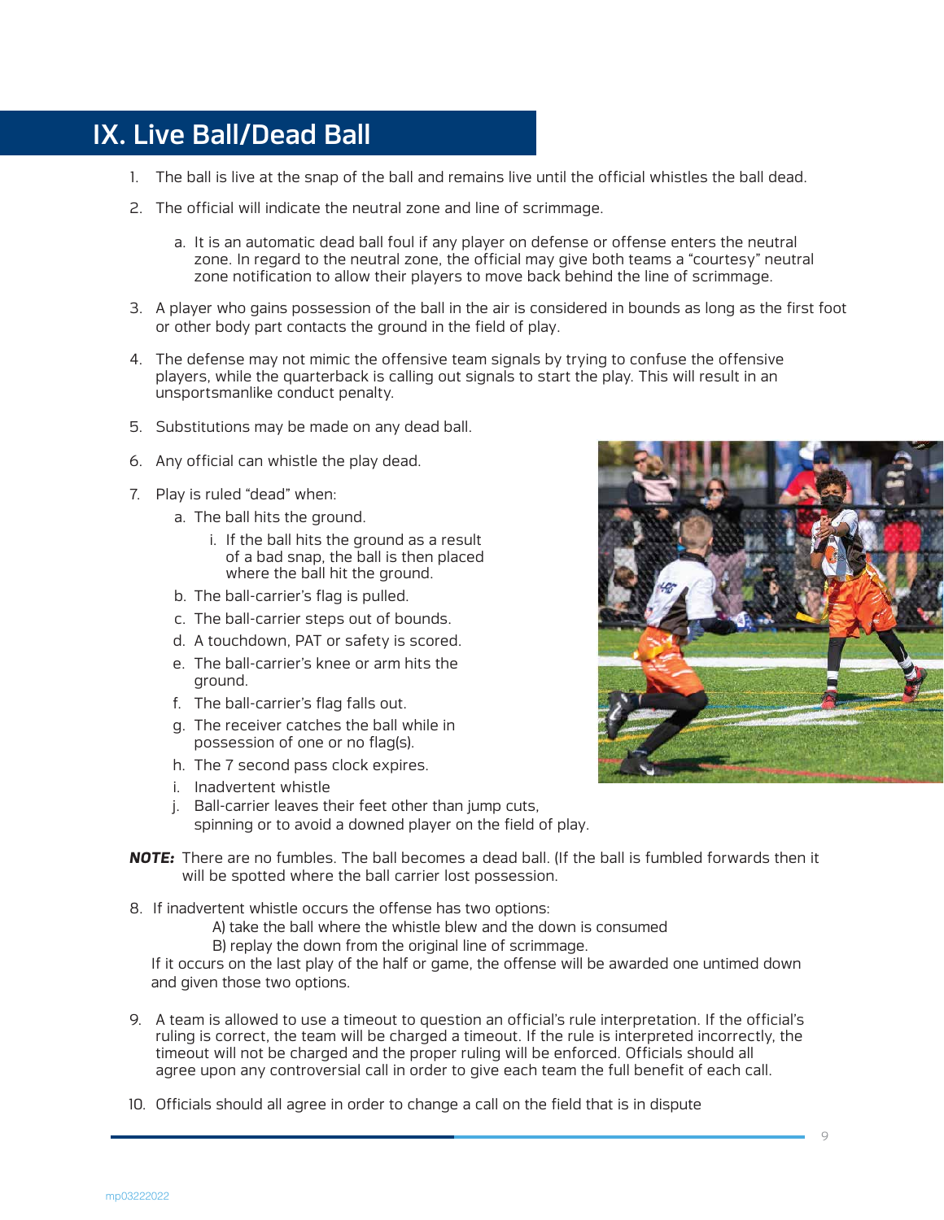# IX. Live Ball/Dead Ball

1. The ball is live at the snap of the ball and remains live until the official whistles the ball dead.
2. The official will indicate the neutral zone and line of scrimmage.
   a. It is an automatic dead ball foul if any player on defense or offense enters the neutral zone. In regard to the neutral zone, the official may give both teams a "courtesy" neutral zone notification to allow their players to move back behind the line of scrimmage.
3. A player who gains possession of the ball in the air is considered in bounds as long as the first foot or other body part contacts the ground in the field of play.
4. The defense may not mimic the offensive team signals by trying to confuse the offensive players, while the quarterback is calling out signals to start the play. This will result in an unsportsmanlike conduct penalty.
5. Substitutions may be made on any dead ball.
6. Any official can whistle the play dead.
7. Play is ruled "dead" when:
   a. The ball hits the ground.
      i. If the ball hits the ground as a result of a bad snap, the ball is then placed where the ball hit the ground.
   b. The ball-carrier's flag is pulled.
   c. The ball-carrier steps out of bounds.
   d. A touchdown, PAT or safety is scored.
   e. The ball-carrier's knee or arm hits the ground.
   f. The ball-carrier's flag falls out.
   g. The receiver catches the ball while in possession of one or no flag(s).
   h. The 7 second pass clock expires.
   i. Inadvertent whistle
   j. Ball-carrier leaves their feet other than jump cuts, spinning or to avoid a downed player on the field of play.

***NOTE:*** There are no fumbles. The ball becomes a dead ball. (If the ball is fumbled forwards then it will be spotted where the ball carrier lost possession.

8. If inadvertent whistle occurs the offense has two options:
   A) take the ball where the whistle blew and the down is consumed
   B) replay the down from the original line of scrimmage.
   
   If it occurs on the last play of the half or game, the offense will be awarded one untimed down and given those two options.
9. A team is allowed to use a timeout to question an official's rule interpretation. If the official's ruling is correct, the team will be charged a timeout. If the rule is interpreted incorrectly, the timeout will not be charged and the proper ruling will be enforced. Officials should all agree upon any controversial call in order to give each team the full benefit of each call.
10. Officials should all agree in order to change a call on the field that is in dispute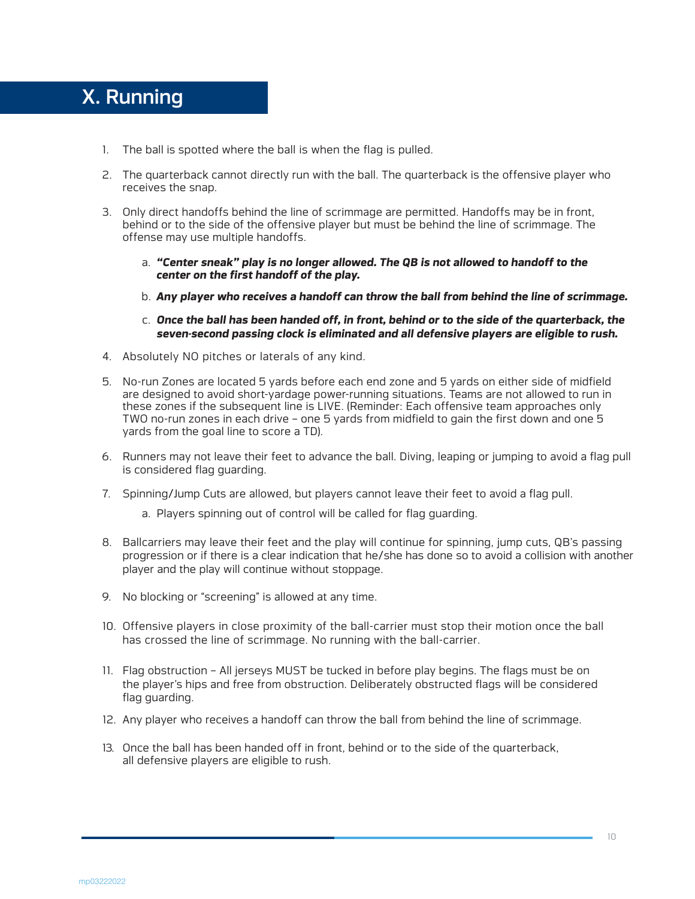# X. Running

1. The ball is spotted where the ball is when the flag is pulled.

2. The quarterback cannot directly run with the ball. The quarterback is the offensive player who receives the snap.

3. Only direct handoffs behind the line of scrimmage are permitted. Handoffs may be in front, behind or to the side of the offensive player but must be behind the line of scrimmage. The offense may use multiple handoffs.

    a. ***"Center sneak" play is no longer allowed. The QB is not allowed to handoff to the center on the first handoff of the play.***

    b. ***Any player who receives a handoff can throw the ball from behind the line of scrimmage.***

    c. ***Once the ball has been handed off, in front, behind or to the side of the quarterback, the seven-second passing clock is eliminated and all defensive players are eligible to rush.***

4. Absolutely NO pitches or laterals of any kind.

5. No-run Zones are located 5 yards before each end zone and 5 yards on either side of midfield are designed to avoid short-yardage power-running situations. Teams are not allowed to run in these zones if the subsequent line is LIVE. (Reminder: Each offensive team approaches only TWO no-run zones in each drive – one 5 yards from midfield to gain the first down and one 5 yards from the goal line to score a TD).

6. Runners may not leave their feet to advance the ball. Diving, leaping or jumping to avoid a flag pull is considered flag guarding.

7. Spinning/Jump Cuts are allowed, but players cannot leave their feet to avoid a flag pull.

    a. Players spinning out of control will be called for flag guarding.

8. Ballcarriers may leave their feet and the play will continue for spinning, jump cuts, QB's passing progression or if there is a clear indication that he/she has done so to avoid a collision with another player and the play will continue without stoppage.

9. No blocking or "screening" is allowed at any time.

10. Offensive players in close proximity of the ball-carrier must stop their motion once the ball has crossed the line of scrimmage. No running with the ball-carrier.

11. Flag obstruction – All jerseys MUST be tucked in before play begins. The flags must be on the player's hips and free from obstruction. Deliberately obstructed flags will be considered flag guarding.

12. Any player who receives a handoff can throw the ball from behind the line of scrimmage.

13. Once the ball has been handed off in front, behind or to the side of the quarterback, all defensive players are eligible to rush.

mp03222022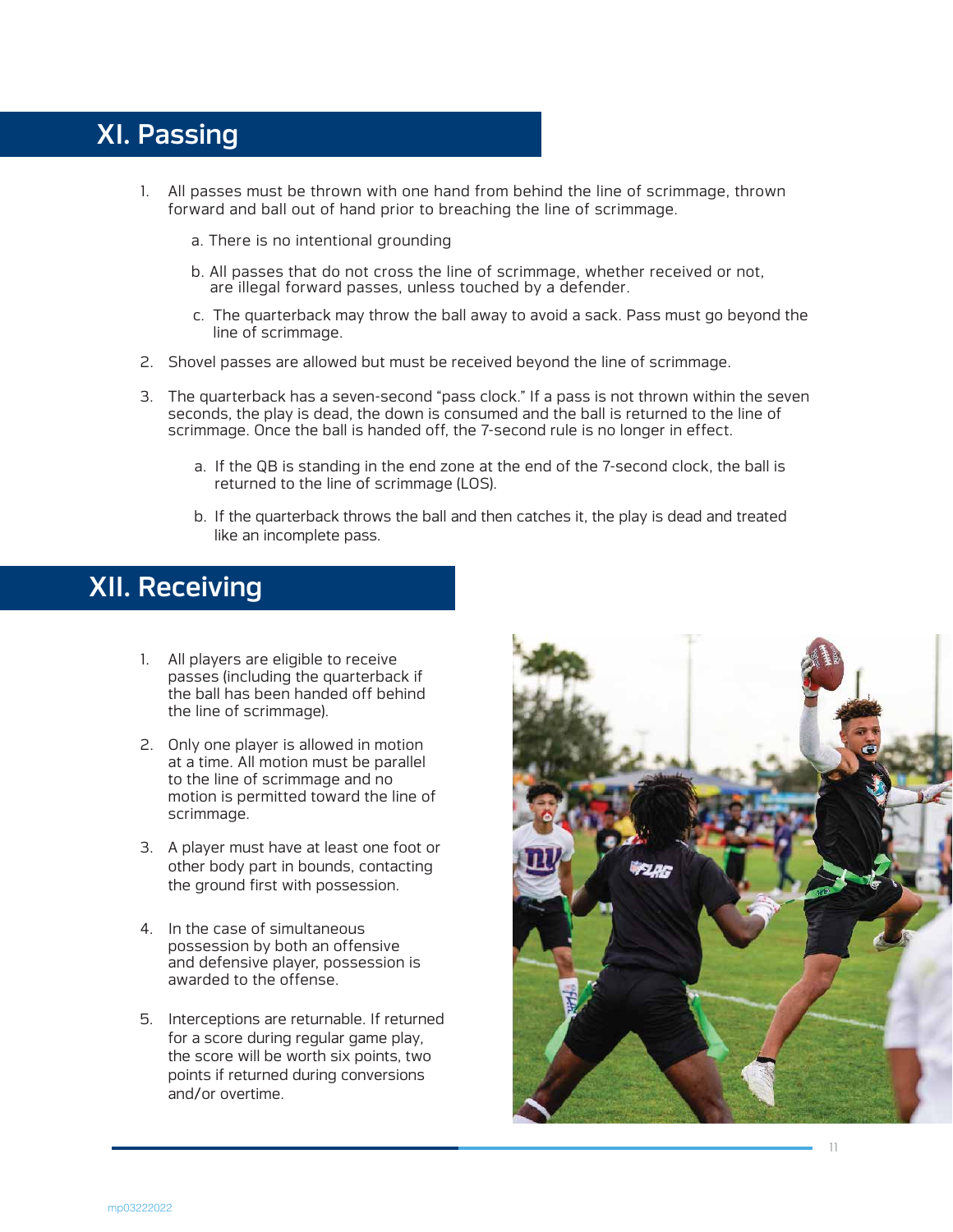## XI. Passing

1. All passes must be thrown with one hand from behind the line of scrimmage, thrown forward and ball out of hand prior to breaching the line of scrimmage.

    a. There is no intentional grounding

    b. All passes that do not cross the line of scrimmage, whether received or not, are illegal forward passes, unless touched by a defender.

    c. The quarterback may throw the ball away to avoid a sack. Pass must go beyond the line of scrimmage.

2. Shovel passes are allowed but must be received beyond the line of scrimmage.

3. The quarterback has a seven-second "pass clock." If a pass is not thrown within the seven seconds, the play is dead, the down is consumed and the ball is returned to the line of scrimmage. Once the ball is handed off, the 7-second rule is no longer in effect.

    a. If the QB is standing in the end zone at the end of the 7-second clock, the ball is returned to the line of scrimmage (LOS).

    b. If the quarterback throws the ball and then catches it, the play is dead and treated like an incomplete pass.

## XII. Receiving

1. All players are eligible to receive passes (including the quarterback if the ball has been handed off behind the line of scrimmage).

2. Only one player is allowed in motion at a time. All motion must be parallel to the line of scrimmage and no motion is permitted toward the line of scrimmage.

3. A player must have at least one foot or other body part in bounds, contacting the ground first with possession.

4. In the case of simultaneous possession by both an offensive and defensive player, possession is awarded to the offense.

5. Interceptions are returnable. If returned for a score during regular game play, the score will be worth six points, two points if returned during conversions and/or overtime.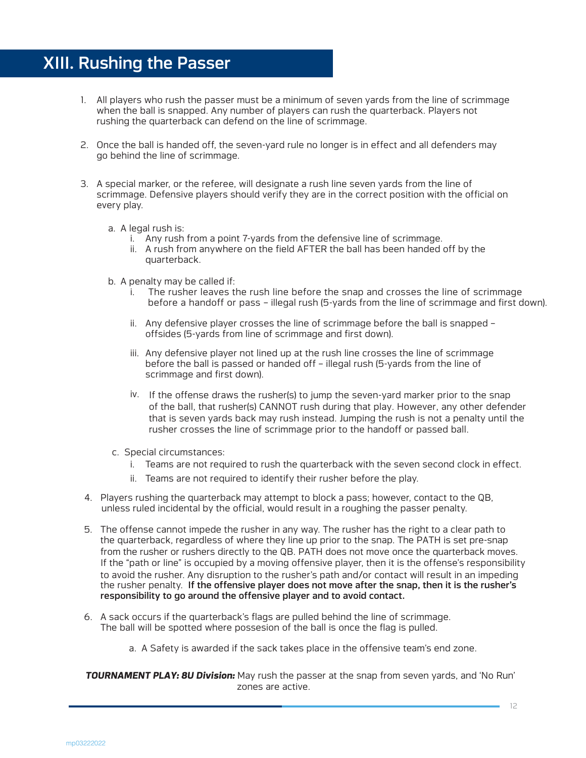# XIII. Rushing the Passer

1. All players who rush the passer must be a minimum of seven yards from the line of scrimmage when the ball is snapped. Any number of players can rush the quarterback. Players not rushing the quarterback can defend on the line of scrimmage.

2. Once the ball is handed off, the seven-yard rule no longer is in effect and all defenders may go behind the line of scrimmage.

3. A special marker, or the referee, will designate a rush line seven yards from the line of scrimmage. Defensive players should verify they are in the correct position with the official on every play.

   a. A legal rush is:
      i. Any rush from a point 7-yards from the defensive line of scrimmage.
      ii. A rush from anywhere on the field AFTER the ball has been handed off by the quarterback.

   b. A penalty may be called if:
      i. The rusher leaves the rush line before the snap and crosses the line of scrimmage before a handoff or pass – illegal rush (5-yards from the line of scrimmage and first down).

      ii. Any defensive player crosses the line of scrimmage before the ball is snapped – offsides (5-yards from line of scrimmage and first down).

      iii. Any defensive player not lined up at the rush line crosses the line of scrimmage before the ball is passed or handed off – illegal rush (5-yards from the line of scrimmage and first down).

      iv. If the offense draws the rusher(s) to jump the seven-yard marker prior to the snap of the ball, that rusher(s) CANNOT rush during that play. However, any other defender that is seven yards back may rush instead. Jumping the rush is not a penalty until the rusher crosses the line of scrimmage prior to the handoff or passed ball.

   c. Special circumstances:
      i. Teams are not required to rush the quarterback with the seven second clock in effect.
      ii. Teams are not required to identify their rusher before the play.

4. Players rushing the quarterback may attempt to block a pass; however, contact to the QB, unless ruled incidental by the official, would result in a roughing the passer penalty.

5. The offense cannot impede the rusher in any way. The rusher has the right to a clear path to the quarterback, regardless of where they line up prior to the snap. The PATH is set pre-snap from the rusher or rushers directly to the QB. PATH does not move once the quarterback moves. If the "path or line" is occupied by a moving offensive player, then it is the offense's responsibility to avoid the rusher. Any disruption to the rusher's path and/or contact will result in an impeding the rusher penalty. **If the offensive player does not move after the snap, then it is the rusher's responsibility to go around the offensive player and to avoid contact.**

6. A sack occurs if the quarterback's flags are pulled behind the line of scrimmage. The ball will be spotted where possesion of the ball is once the flag is pulled.

   a. A Safety is awarded if the sack takes place in the offensive team's end zone.

***TOURNAMENT PLAY: 8U Division:*** May rush the passer at the snap from seven yards, and 'No Run' zones are active.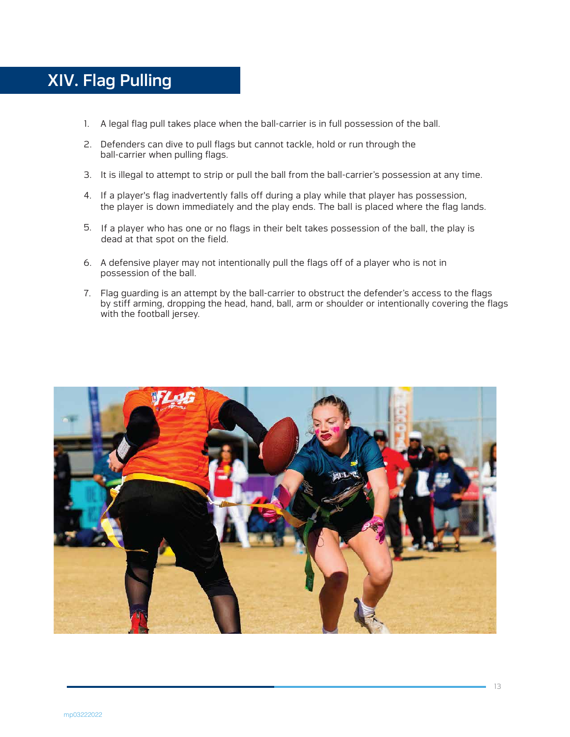# XIV. Flag Pulling

1. A legal flag pull takes place when the ball-carrier is in full possession of the ball.
2. Defenders can dive to pull flags but cannot tackle, hold or run through the ball-carrier when pulling flags.
3. It is illegal to attempt to strip or pull the ball from the ball-carrier's possession at any time.
4. If a player's flag inadvertently falls off during a play while that player has possession, the player is down immediately and the play ends. The ball is placed where the flag lands.
5. If a player who has one or no flags in their belt takes possession of the ball, the play is dead at that spot on the field.
6. A defensive player may not intentionally pull the flags off of a player who is not in possession of the ball.
7. Flag guarding is an attempt by the ball-carrier to obstruct the defender's access to the flags by stiff arming, dropping the head, hand, ball, arm or shoulder or intentionally covering the flags with the football jersey.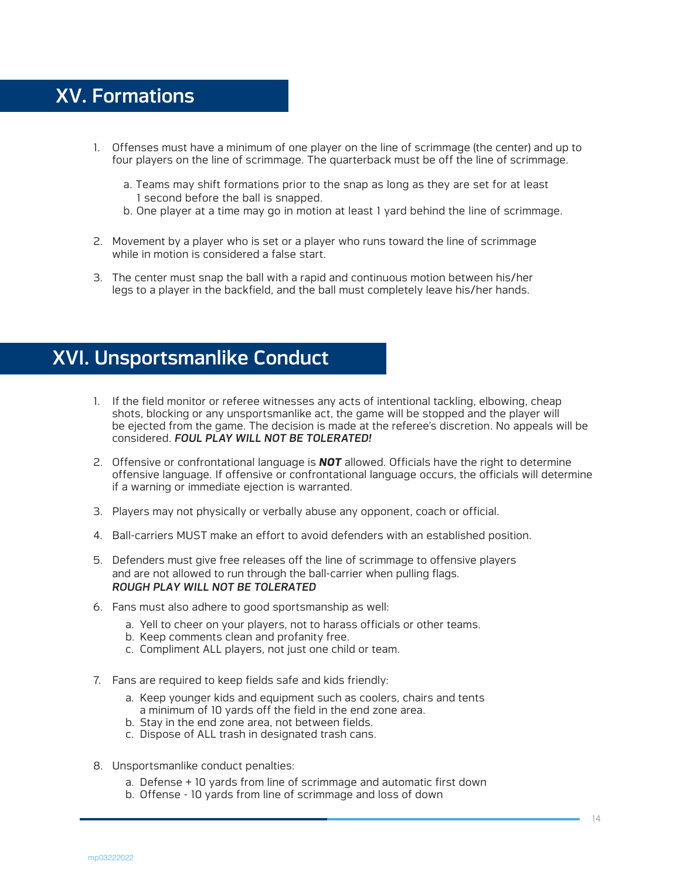## XV. Formations

1. Offenses must have a minimum of one player on the line of scrimmage (the center) and up to four players on the line of scrimmage. The quarterback must be off the line of scrimmage.

   a. Teams may shift formations prior to the snap as long as they are set for at least 1 second before the ball is snapped.
   b. One player at a time may go in motion at least 1 yard behind the line of scrimmage.

2. Movement by a player who is set or a player who runs toward the line of scrimmage while in motion is considered a false start.

3. The center must snap the ball with a rapid and continuous motion between his/her legs to a player in the backfield, and the ball must completely leave his/her hands.

## XVI. Unsportsmanlike Conduct

1. If the field monitor or referee witnesses any acts of intentional tackling, elbowing, cheap shots, blocking or any unsportsmanlike act, the game will be stopped and the player will be ejected from the game. The decision is made at the referee's discretion. No appeals will be considered. ***FOUL PLAY WILL NOT BE TOLERATED!***

2. Offensive or confrontational language is ***NOT*** allowed. Officials have the right to determine offensive language. If offensive or confrontational language occurs, the officials will determine if a warning or immediate ejection is warranted.

3. Players may not physically or verbally abuse any opponent, coach or official.

4. Ball-carriers MUST make an effort to avoid defenders with an established position.

5. Defenders must give free releases off the line of scrimmage to offensive players and are not allowed to run through the ball-carrier when pulling flags.
   ***ROUGH PLAY WILL NOT BE TOLERATED***

6. Fans must also adhere to good sportsmanship as well:

   a. Yell to cheer on your players, not to harass officials or other teams.
   b. Keep comments clean and profanity free.
   c. Compliment ALL players, not just one child or team.

7. Fans are required to keep fields safe and kids friendly:

   a. Keep younger kids and equipment such as coolers, chairs and tents a minimum of 10 yards off the field in the end zone area.
   b. Stay in the end zone area, not between fields.
   c. Dispose of ALL trash in designated trash cans.

8. Unsportsmanlike conduct penalties:

   a. Defense + 10 yards from line of scrimmage and automatic first down
   b. Offense - 10 yards from line of scrimmage and loss of down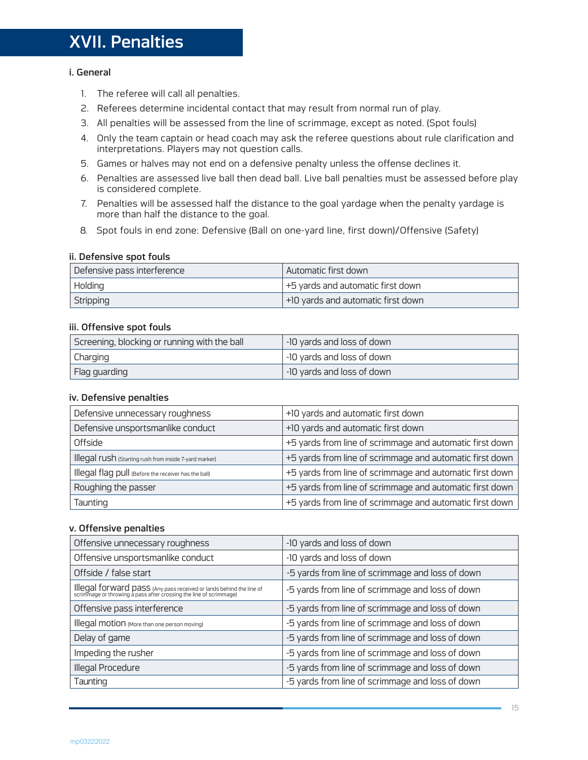# XVII. Penalties

### i. General

1. The referee will call all penalties.
2. Referees determine incidental contact that may result from normal run of play.
3. All penalties will be assessed from the line of scrimmage, except as noted. (Spot fouls)
4. Only the team captain or head coach may ask the referee questions about rule clarification and interpretations. Players may not question calls.
5. Games or halves may not end on a defensive penalty unless the offense declines it.
6. Penalties are assessed live ball then dead ball. Live ball penalties must be assessed before play is considered complete.
7. Penalties will be assessed half the distance to the goal yardage when the penalty yardage is more than half the distance to the goal.
8. Spot fouls in end zone: Defensive (Ball on one-yard line, first down)/Offensive (Safety)

### ii. Defensive spot fouls

| | |
|---|---|
| Defensive pass interference | Automatic first down |
| Holding | +5 yards and automatic first down |
| Stripping | +10 yards and automatic first down |

### iii. Offensive spot fouls

| | |
|---|---|
| Screening, blocking or running with the ball | -10 yards and loss of down |
| Charging | -10 yards and loss of down |
| Flag guarding | -10 yards and loss of down |

### iv. Defensive penalties

| | |
|---|---|
| Defensive unnecessary roughness | +10 yards and automatic first down |
| Defensive unsportsmanlike conduct | +10 yards and automatic first down |
| Offside | +5 yards from line of scrimmage and automatic first down |
| Illegal rush (Starting rush from inside 7-yard marker) | +5 yards from line of scrimmage and automatic first down |
| Illegal flag pull (Before the receiver has the ball) | +5 yards from line of scrimmage and automatic first down |
| Roughing the passer | +5 yards from line of scrimmage and automatic first down |
| Taunting | +5 yards from line of scrimmage and automatic first down |

### v. Offensive penalties

| | |
|---|---|
| Offensive unnecessary roughness | -10 yards and loss of down |
| Offensive unsportsmanlike conduct | -10 yards and loss of down |
| Offside / false start | -5 yards from line of scrimmage and loss of down |
| Illegal forward pass (Any pass received or lands behind the line of scrimmage or throwing a pass after crossing the line of scrimmage) | -5 yards from line of scrimmage and loss of down |
| Offensive pass interference | -5 yards from line of scrimmage and loss of down |
| Illegal motion (More than one person moving) | -5 yards from line of scrimmage and loss of down |
| Delay of game | -5 yards from line of scrimmage and loss of down |
| Impeding the rusher | -5 yards from line of scrimmage and loss of down |
| Illegal Procedure | -5 yards from line of scrimmage and loss of down |
| Taunting | -5 yards from line of scrimmage and loss of down |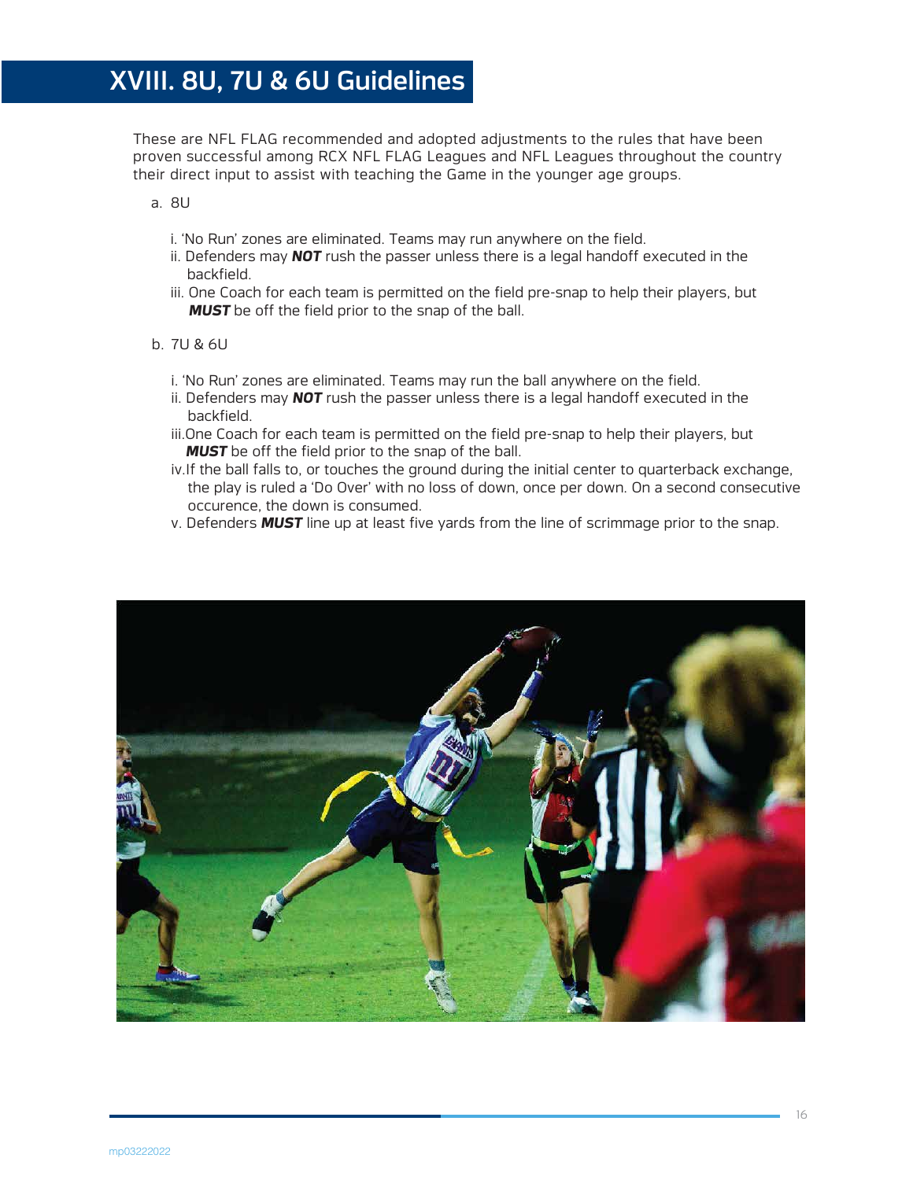# XVIII. 8U, 7U & 6U Guidelines

These are NFL FLAG recommended and adopted adjustments to the rules that have been proven successful among RCX NFL FLAG Leagues and NFL Leagues throughout the country their direct input to assist with teaching the Game in the younger age groups.

a. 8U

i. 'No Run' zones are eliminated. Teams may run anywhere on the field.
ii. Defenders may ***NOT*** rush the passer unless there is a legal handoff executed in the backfield.
iii. One Coach for each team is permitted on the field pre-snap to help their players, but ***MUST*** be off the field prior to the snap of the ball.

b. 7U & 6U

i. 'No Run' zones are eliminated. Teams may run the ball anywhere on the field.
ii. Defenders may ***NOT*** rush the passer unless there is a legal handoff executed in the backfield.
iii. One Coach for each team is permitted on the field pre-snap to help their players, but ***MUST*** be off the field prior to the snap of the ball.
iv. If the ball falls to, or touches the ground during the initial center to quarterback exchange, the play is ruled a 'Do Over' with no loss of down, once per down. On a second consecutive occurence, the down is consumed.
v. Defenders ***MUST*** line up at least five yards from the line of scrimmage prior to the snap.

mp03222022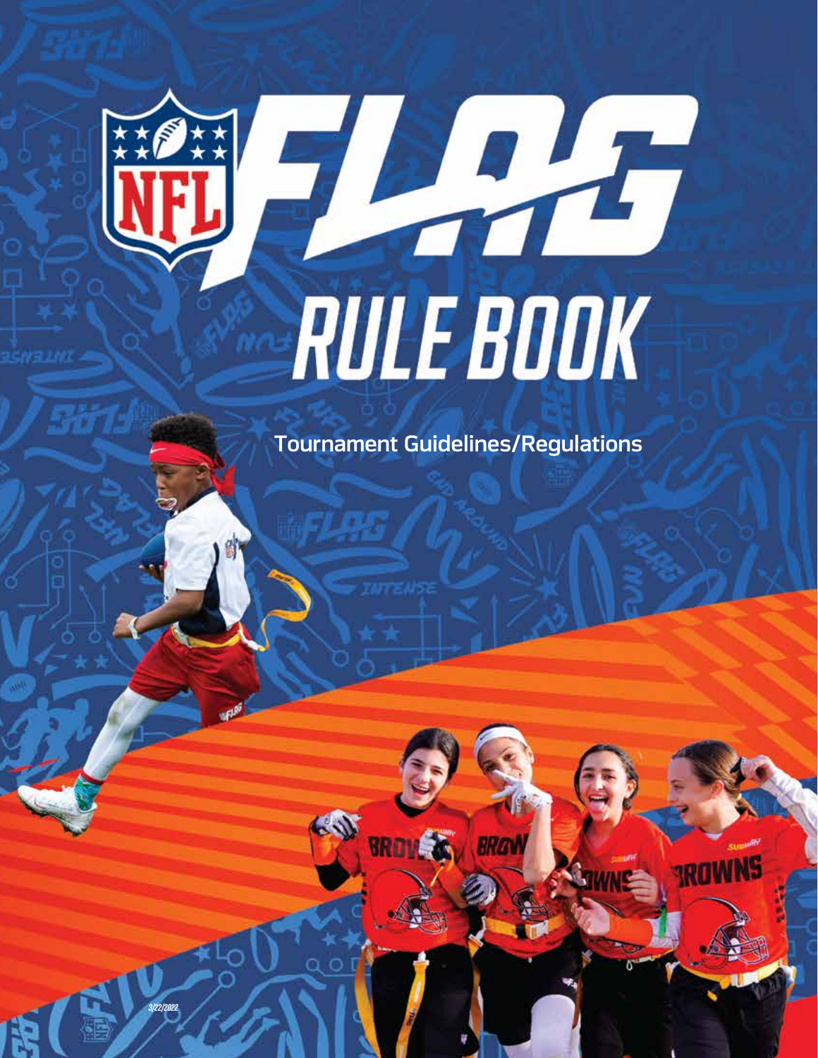# RULE BOOK

Tournament Guidelines/Regulations

3/22/2022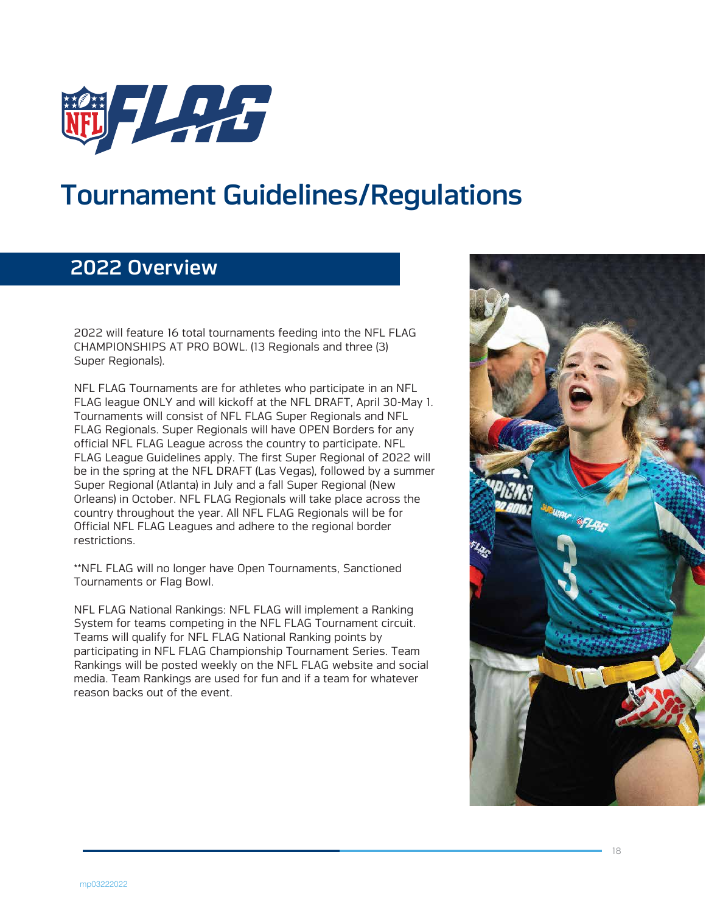# Tournament Guidelines/Regulations

## 2022 Overview

2022 will feature 16 total tournaments feeding into the NFL FLAG CHAMPIONSHIPS AT PRO BOWL. (13 Regionals and three (3) Super Regionals).

NFL FLAG Tournaments are for athletes who participate in an NFL FLAG league ONLY and will kickoff at the NFL DRAFT, April 30-May 1. Tournaments will consist of NFL FLAG Super Regionals and NFL FLAG Regionals. Super Regionals will have OPEN Borders for any official NFL FLAG League across the country to participate. NFL FLAG League Guidelines apply. The first Super Regional of 2022 will be in the spring at the NFL DRAFT (Las Vegas), followed by a summer Super Regional (Atlanta) in July and a fall Super Regional (New Orleans) in October. NFL FLAG Regionals will take place across the country throughout the year. All NFL FLAG Regionals will be for Official NFL FLAG Leagues and adhere to the regional border restrictions.

**NFL FLAG will no longer have Open Tournaments, Sanctioned Tournaments or Flag Bowl.

NFL FLAG National Rankings: NFL FLAG will implement a Ranking System for teams competing in the NFL FLAG Tournament circuit. Teams will qualify for NFL FLAG National Ranking points by participating in NFL FLAG Championship Tournament Series. Team Rankings will be posted weekly on the NFL FLAG website and social media. Team Rankings are used for fun and if a team for whatever reason backs out of the event.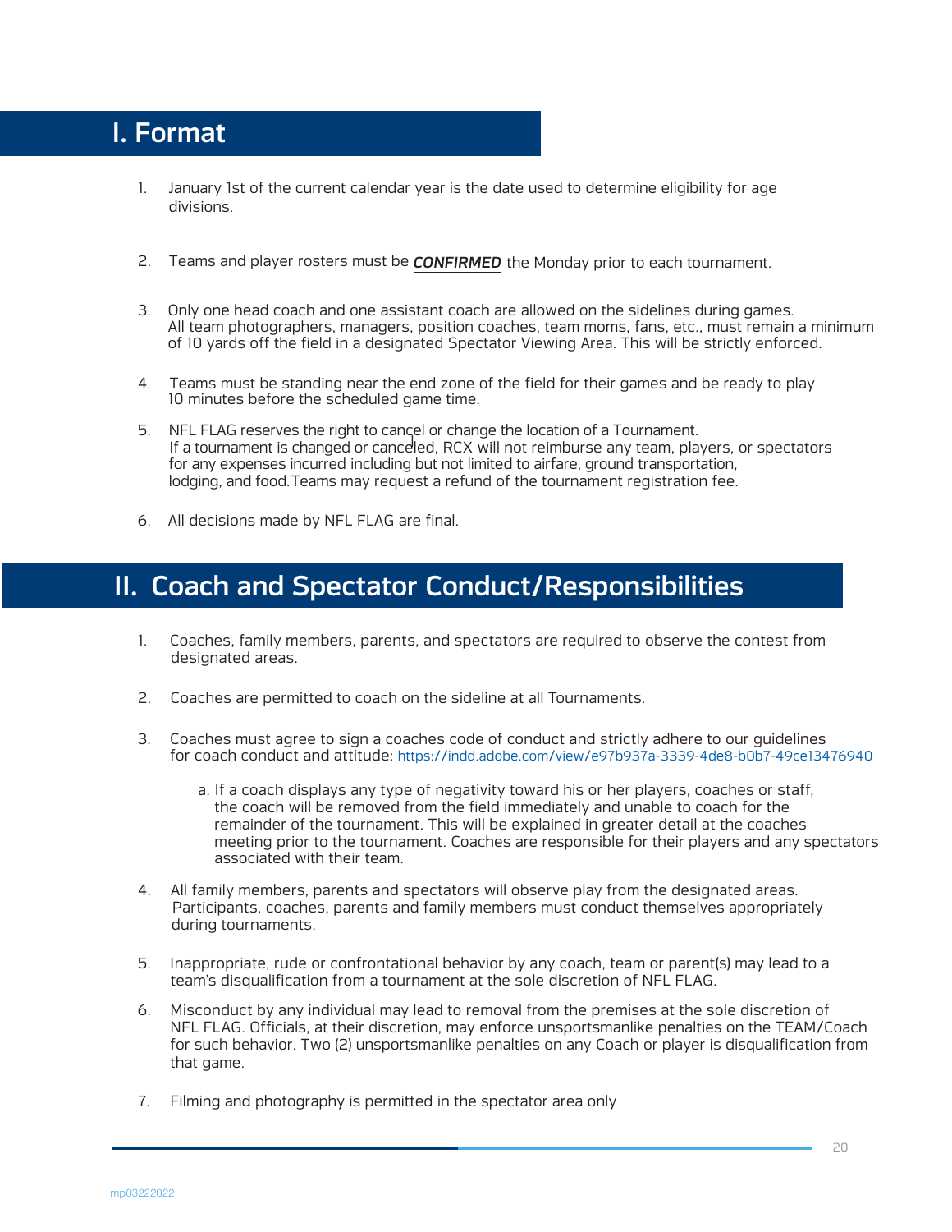# I. Format

1. January 1st of the current calendar year is the date used to determine eligibility for age divisions.

2. Teams and player rosters must be ***CONFIRMED*** the Monday prior to each tournament.

3. Only one head coach and one assistant coach are allowed on the sidelines during games. All team photographers, managers, position coaches, team moms, fans, etc., must remain a minimum of 10 yards off the field in a designated Spectator Viewing Area. This will be strictly enforced.

4. Teams must be standing near the end zone of the field for their games and be ready to play 10 minutes before the scheduled game time.

5. NFL FLAG reserves the right to cancel or change the location of a Tournament. If a tournament is changed or canceled, RCX will not reimburse any team, players, or spectators for any expenses incurred including but not limited to airfare, ground transportation, lodging, and food.Teams may request a refund of the tournament registration fee.

6. All decisions made by NFL FLAG are final.

# II. Coach and Spectator Conduct/Responsibilities

1. Coaches, family members, parents, and spectators are required to observe the contest from designated areas.

2. Coaches are permitted to coach on the sideline at all Tournaments.

3. Coaches must agree to sign a coaches code of conduct and strictly adhere to our guidelines for coach conduct and attitude: https://indd.adobe.com/view/e97b937a-3339-4de8-b0b7-49ce13476940

   a. If a coach displays any type of negativity toward his or her players, coaches or staff, the coach will be removed from the field immediately and unable to coach for the remainder of the tournament. This will be explained in greater detail at the coaches meeting prior to the tournament. Coaches are responsible for their players and any spectators associated with their team.

4. All family members, parents and spectators will observe play from the designated areas. Participants, coaches, parents and family members must conduct themselves appropriately during tournaments.

5. Inappropriate, rude or confrontational behavior by any coach, team or parent(s) may lead to a team's disqualification from a tournament at the sole discretion of NFL FLAG.

6. Misconduct by any individual may lead to removal from the premises at the sole discretion of NFL FLAG. Officials, at their discretion, may enforce unsportsmanlike penalties on the TEAM/Coach for such behavior. Two (2) unsportsmanlike penalties on any Coach or player is disqualification from that game.

7. Filming and photography is permitted in the spectator area only

mp03222022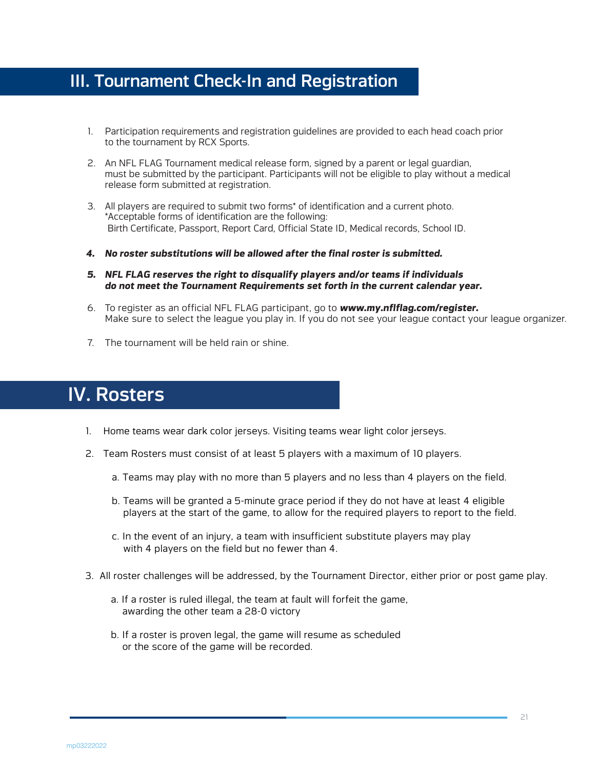## III. Tournament Check-In and Registration

1. Participation requirements and registration guidelines are provided to each head coach prior to the tournament by RCX Sports.
2. An NFL FLAG Tournament medical release form, signed by a parent or legal guardian, must be submitted by the participant. Participants will not be eligible to play without a medical release form submitted at registration.
3. All players are required to submit two forms* of identification and a current photo.
   *Acceptable forms of identification are the following:
   Birth Certificate, Passport, Report Card, Official State ID, Medical records, School ID.
4. ***No roster substitutions will be allowed after the final roster is submitted.***
5. ***NFL FLAG reserves the right to disqualify players and/or teams if individuals do not meet the Tournament Requirements set forth in the current calendar year.***
6. To register as an official NFL FLAG participant, go to ***www.my.nflflag.com/register.***
   Make sure to select the league you play in. If you do not see your league contact your league organizer.
7. The tournament will be held rain or shine.

## IV. Rosters

1. Home teams wear dark color jerseys. Visiting teams wear light color jerseys.
2. Team Rosters must consist of at least 5 players with a maximum of 10 players.
   a. Teams may play with no more than 5 players and no less than 4 players on the field.
   b. Teams will be granted a 5-minute grace period if they do not have at least 4 eligible players at the start of the game, to allow for the required players to report to the field.
   c. In the event of an injury, a team with insufficient substitute players may play with 4 players on the field but no fewer than 4.
3. All roster challenges will be addressed, by the Tournament Director, either prior or post game play.
   a. If a roster is ruled illegal, the team at fault will forfeit the game, awarding the other team a 28-0 victory
   b. If a roster is proven legal, the game will resume as scheduled or the score of the game will be recorded.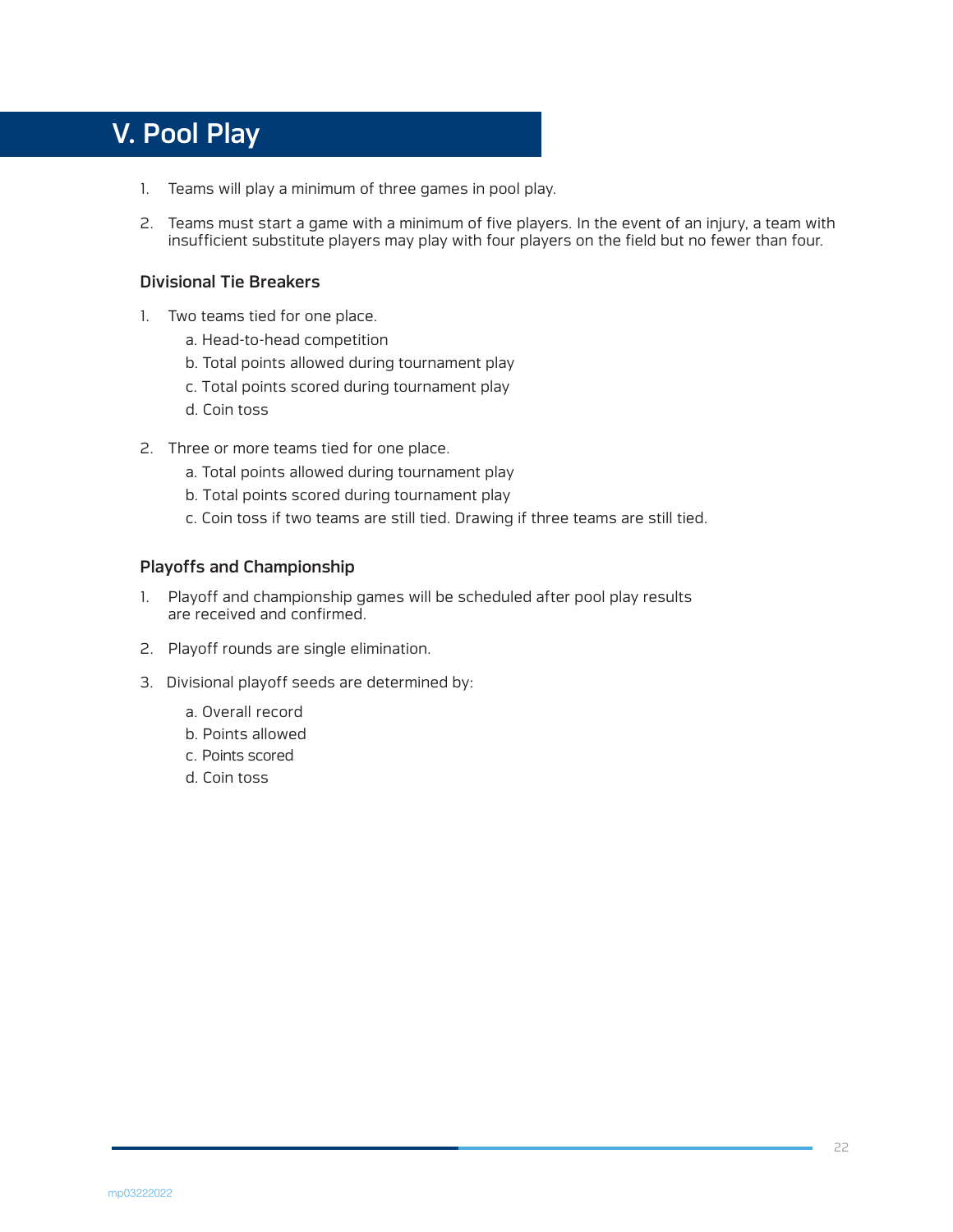# V. Pool Play

1. Teams will play a minimum of three games in pool play.

2. Teams must start a game with a minimum of five players. In the event of an injury, a team with insufficient substitute players may play with four players on the field but no fewer than four.

### Divisional Tie Breakers

1. Two teams tied for one place.
   a. Head-to-head competition
   b. Total points allowed during tournament play
   c. Total points scored during tournament play
   d. Coin toss

2. Three or more teams tied for one place.
   a. Total points allowed during tournament play
   b. Total points scored during tournament play
   c. Coin toss if two teams are still tied. Drawing if three teams are still tied.

### Playoffs and Championship

1. Playoff and championship games will be scheduled after pool play results are received and confirmed.

2. Playoff rounds are single elimination.

3. Divisional playoff seeds are determined by:
   a. Overall record
   b. Points allowed
   c. Points scored
   d. Coin toss

mp03222022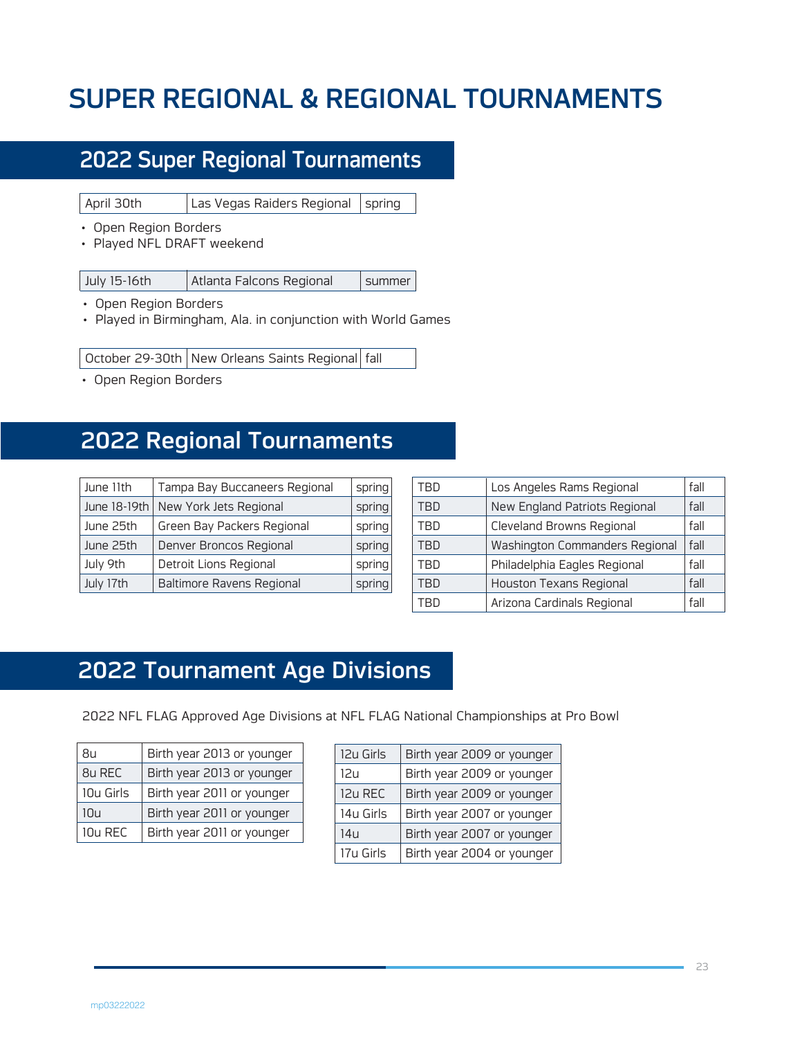# SUPER REGIONAL & REGIONAL TOURNAMENTS

## 2022 Super Regional Tournaments

| April 30th | Las Vegas Raiders Regional | spring |
|---|---|---|

- Open Region Borders
- Played NFL DRAFT weekend

| July 15-16th | Atlanta Falcons Regional | summer |
|---|---|---|

- Open Region Borders
- Played in Birmingham, Ala. in conjunction with World Games

| October 29-30th | New Orleans Saints Regional | fall |
|---|---|---|

- Open Region Borders

## 2022 Regional Tournaments

| Date | Regional | Season |
|---|---|---|
| June 11th | Tampa Bay Buccaneers Regional | spring |
| June 18-19th | New York Jets Regional | spring |
| June 25th | Green Bay Packers Regional | spring |
| June 25th | Denver Broncos Regional | spring |
| July 9th | Detroit Lions Regional | spring |
| July 17th | Baltimore Ravens Regional | spring |
| TBD | Los Angeles Rams Regional | fall |
| TBD | New England Patriots Regional | fall |
| TBD | Cleveland Browns Regional | fall |
| TBD | Washington Commanders Regional | fall |
| TBD | Philadelphia Eagles Regional | fall |
| TBD | Houston Texans Regional | fall |
| TBD | Arizona Cardinals Regional | fall |

## 2022 Tournament Age Divisions

2022 NFL FLAG Approved Age Divisions at NFL FLAG National Championships at Pro Bowl

| Division | Eligibility |
|---|---|
| 8u | Birth year 2013 or younger |
| 8u REC | Birth year 2013 or younger |
| 10u Girls | Birth year 2011 or younger |
| 10u | Birth year 2011 or younger |
| 10u REC | Birth year 2011 or younger |
| 12u Girls | Birth year 2009 or younger |
| 12u | Birth year 2009 or younger |
| 12u REC | Birth year 2009 or younger |
| 14u Girls | Birth year 2007 or younger |
| 14u | Birth year 2007 or younger |
| 17u Girls | Birth year 2004 or younger |

mp03222022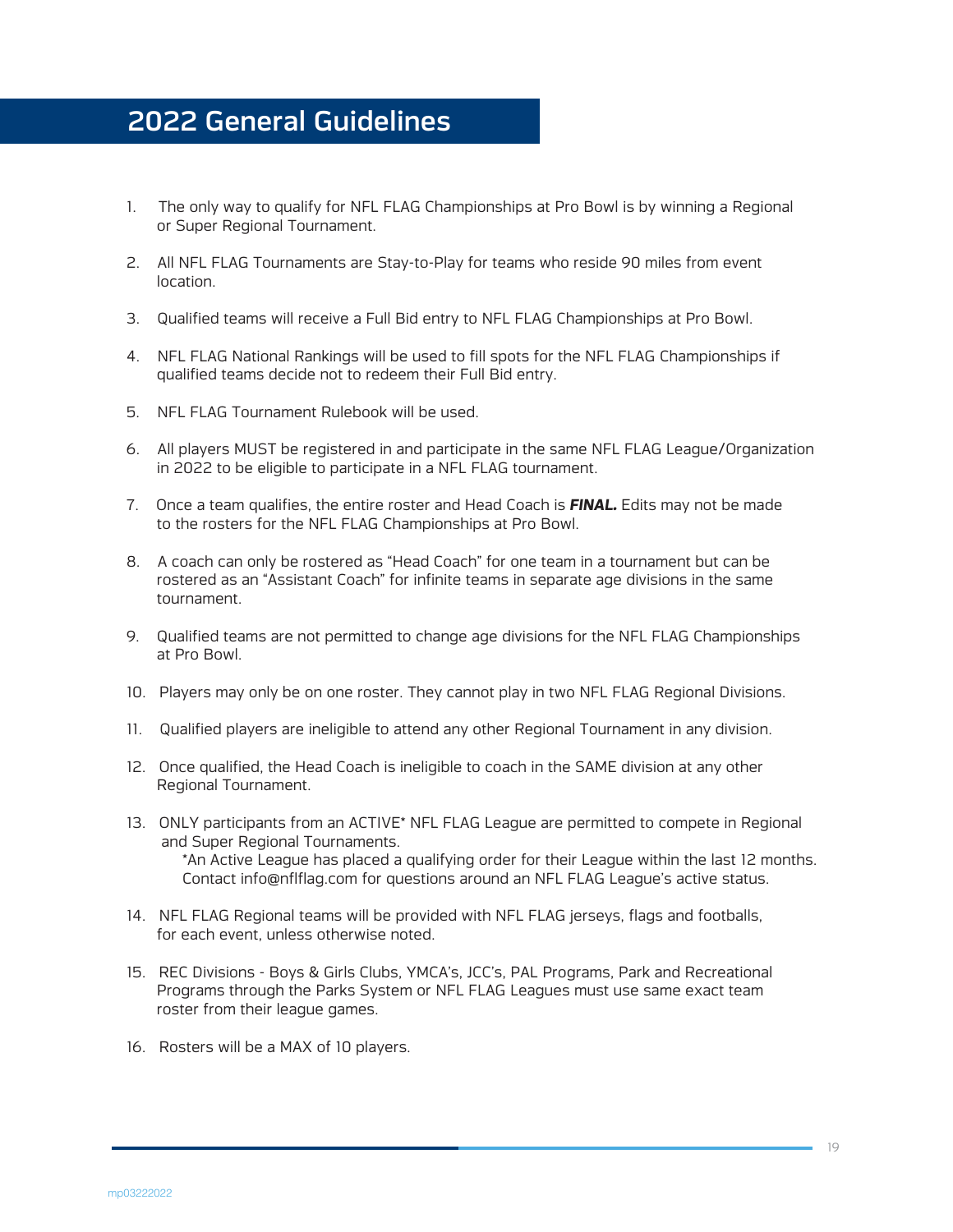## 2022 General Guidelines

1. The only way to qualify for NFL FLAG Championships at Pro Bowl is by winning a Regional or Super Regional Tournament.
2. All NFL FLAG Tournaments are Stay-to-Play for teams who reside 90 miles from event location.
3. Qualified teams will receive a Full Bid entry to NFL FLAG Championships at Pro Bowl.
4. NFL FLAG National Rankings will be used to fill spots for the NFL FLAG Championships if qualified teams decide not to redeem their Full Bid entry.
5. NFL FLAG Tournament Rulebook will be used.
6. All players MUST be registered in and participate in the same NFL FLAG League/Organization in 2022 to be eligible to participate in a NFL FLAG tournament.
7. Once a team qualifies, the entire roster and Head Coach is ***FINAL.*** Edits may not be made to the rosters for the NFL FLAG Championships at Pro Bowl.
8. A coach can only be rostered as "Head Coach" for one team in a tournament but can be rostered as an "Assistant Coach" for infinite teams in separate age divisions in the same tournament.
9. Qualified teams are not permitted to change age divisions for the NFL FLAG Championships at Pro Bowl.
10. Players may only be on one roster. They cannot play in two NFL FLAG Regional Divisions.
11. Qualified players are ineligible to attend any other Regional Tournament in any division.
12. Once qualified, the Head Coach is ineligible to coach in the SAME division at any other Regional Tournament.
13. ONLY participants from an ACTIVE* NFL FLAG League are permitted to compete in Regional and Super Regional Tournaments.
    *An Active League has placed a qualifying order for their League within the last 12 months. Contact info@nflflag.com for questions around an NFL FLAG League's active status.
14. NFL FLAG Regional teams will be provided with NFL FLAG jerseys, flags and footballs, for each event, unless otherwise noted.
15. REC Divisions - Boys & Girls Clubs, YMCA's, JCC's, PAL Programs, Park and Recreational Programs through the Parks System or NFL FLAG Leagues must use same exact team roster from their league games.
16. Rosters will be a MAX of 10 players.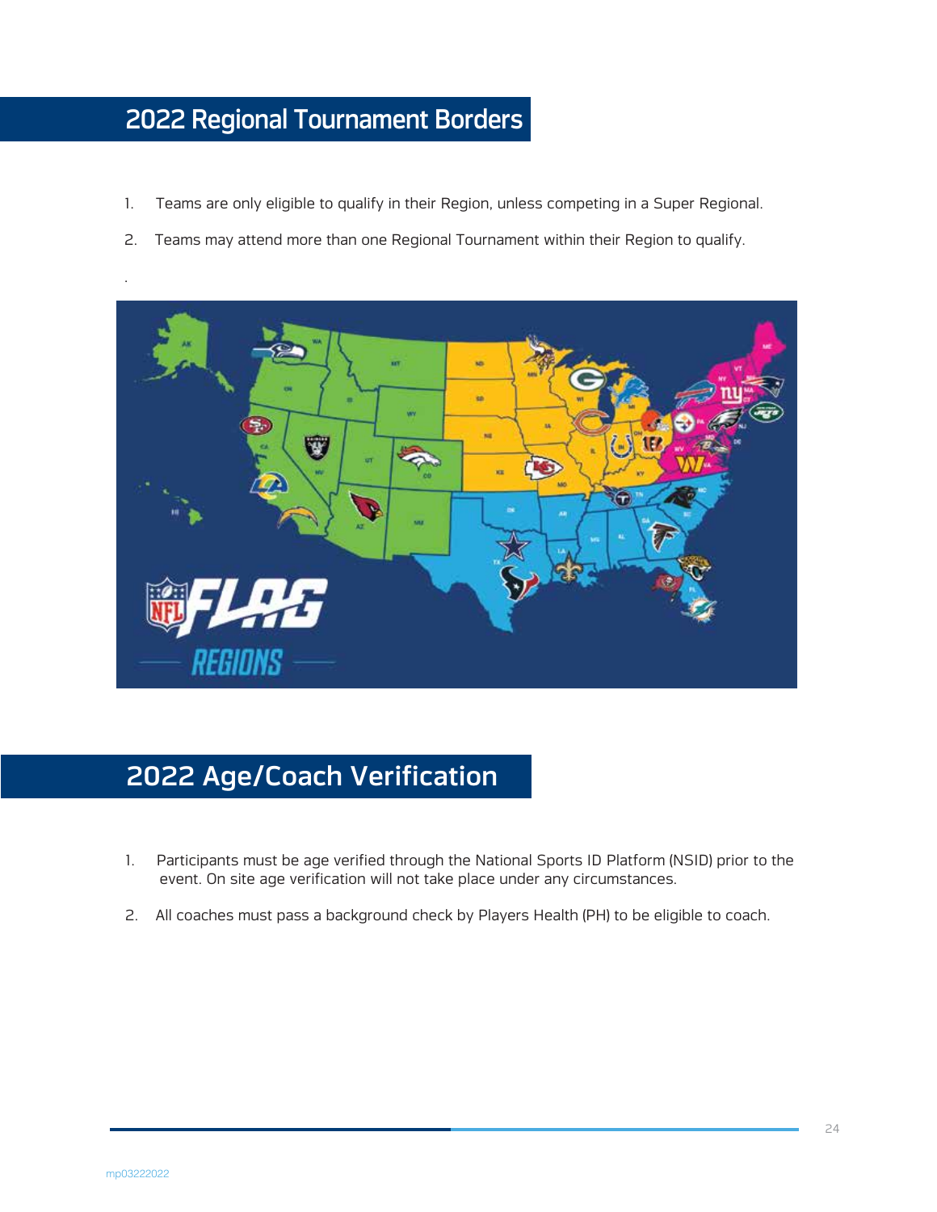## 2022 Regional Tournament Borders

1. Teams are only eligible to qualify in their Region, unless competing in a Super Regional.
2. Teams may attend more than one Regional Tournament within their Region to qualify.

## 2022 Age/Coach Verification

1. Participants must be age verified through the National Sports ID Platform (NSID) prior to the event. On site age verification will not take place under any circumstances.
2. All coaches must pass a background check by Players Health (PH) to be eligible to coach.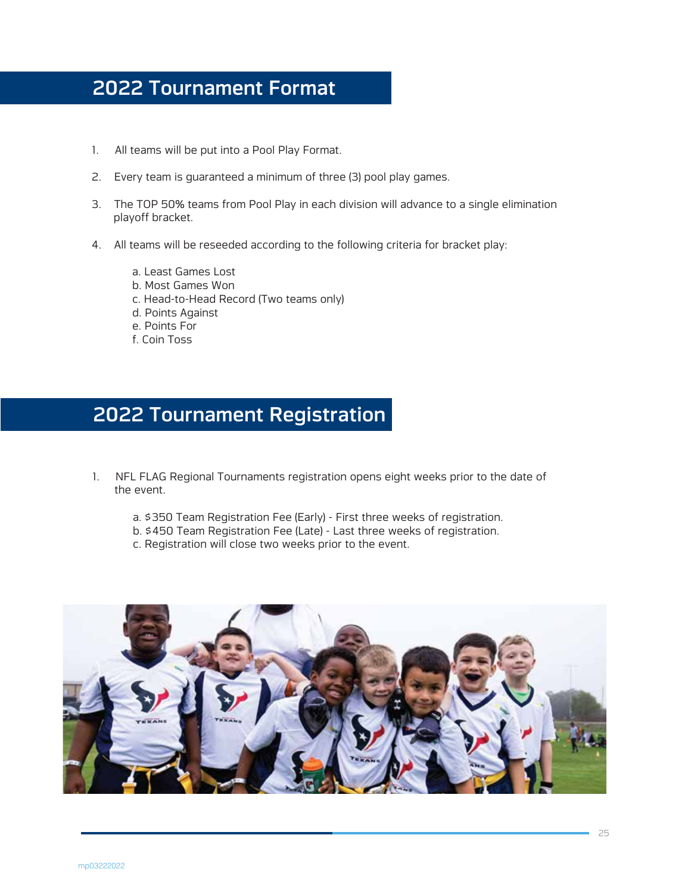## 2022 Tournament Format

1. All teams will be put into a Pool Play Format.

2. Every team is guaranteed a minimum of three (3) pool play games.

3. The TOP 50% teams from Pool Play in each division will advance to a single elimination playoff bracket.

4. All teams will be reseeded according to the following criteria for bracket play:

   a. Least Games Lost
   b. Most Games Won
   c. Head-to-Head Record (Two teams only)
   d. Points Against
   e. Points For
   f. Coin Toss

## 2022 Tournament Registration

1. NFL FLAG Regional Tournaments registration opens eight weeks prior to the date of the event.

   a. $350 Team Registration Fee (Early) - First three weeks of registration.
   b. $450 Team Registration Fee (Late) - Last three weeks of registration.
   c. Registration will close two weeks prior to the event.

mp03222022